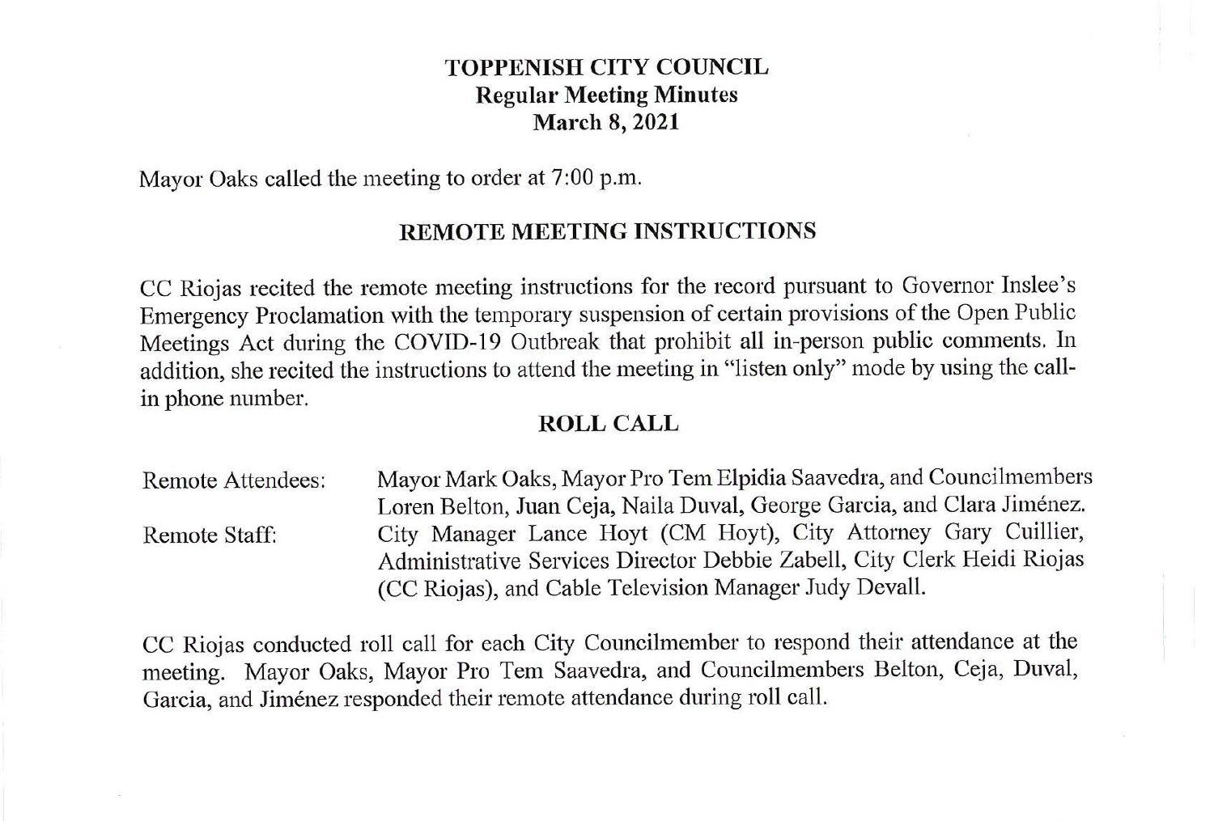# TOPPENISH CITY COUNCIL
## Regular Meeting Minutes
## March 8, 2021

Mayor Oaks called the meeting to order at 7:00 p.m.

## REMOTE MEETING INSTRUCTIONS

CC Riojas recited the remote meeting instructions for the record pursuant to Governor Inslee's Emergency Proclamation with the temporary suspension of certain provisions of the Open Public Meetings Act during the COVID-19 Outbreak that prohibit all in-person public comments. In addition, she recited the instructions to attend the meeting in "listen only" mode by using the call-in phone number.

## ROLL CALL

Remote Attendees: Mayor Mark Oaks, Mayor Pro Tem Elpidia Saavedra, and Councilmembers Loren Belton, Juan Ceja, Naila Duval, George Garcia, and Clara Jiménez.

Remote Staff: City Manager Lance Hoyt (CM Hoyt), City Attorney Gary Cuillier, Administrative Services Director Debbie Zabell, City Clerk Heidi Riojas (CC Riojas), and Cable Television Manager Judy Devall.

CC Riojas conducted roll call for each City Councilmember to respond their attendance at the meeting. Mayor Oaks, Mayor Pro Tem Saavedra, and Councilmembers Belton, Ceja, Duval, Garcia, and Jiménez responded their remote attendance during roll call.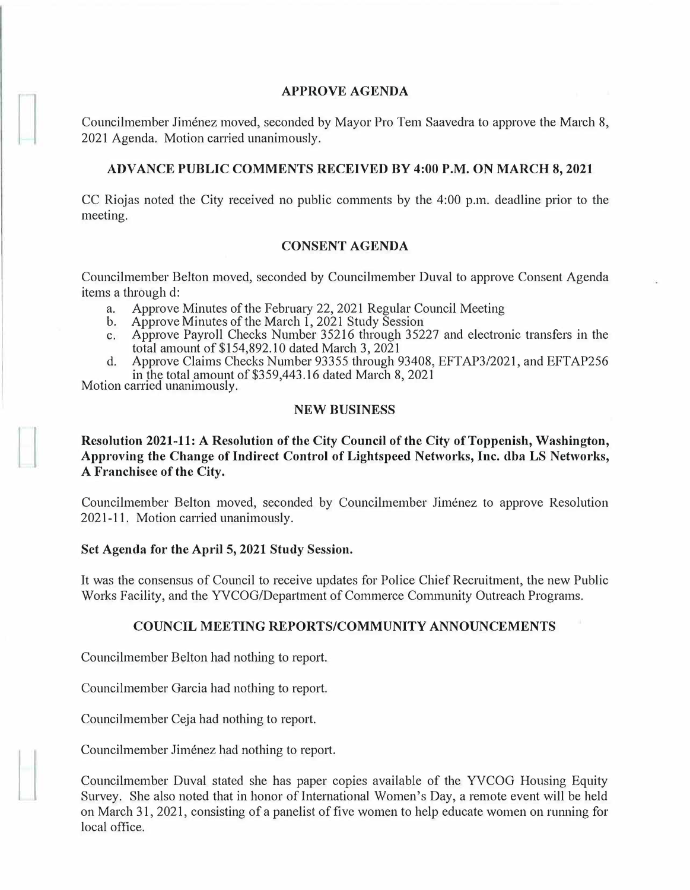## APPROVE AGENDA

Councilmember Jiménez moved, seconded by Mayor Pro Tem Saavedra to approve the March 8, 2021 Agenda. Motion carried unanimously.

## ADVANCE PUBLIC COMMENTS RECEIVED BY 4:00 P.M. ON MARCH 8, 2021

CC Riojas noted the City received no public comments by the 4:00 p.m. deadline prior to the meeting.

## CONSENT AGENDA

Councilmember Belton moved, seconded by Councilmember Duval to approve Consent Agenda items a through d:

a. Approve Minutes of the February 22, 2021 Regular Council Meeting
b. Approve Minutes of the March 1, 2021 Study Session
c. Approve Payroll Checks Number 35216 through 35227 and electronic transfers in the total amount of $154,892.10 dated March 3, 2021
d. Approve Claims Checks Number 93355 through 93408, EFTAP3/2021, and EFTAP256 in the total amount of $359,443.16 dated March 8, 2021

Motion carried unanimously.

## NEW BUSINESS

**Resolution 2021-11: A Resolution of the City Council of the City of Toppenish, Washington, Approving the Change of Indirect Control of Lightspeed Networks, Inc. dba LS Networks, A Franchisee of the City.**

Councilmember Belton moved, seconded by Councilmember Jiménez to approve Resolution 2021-11. Motion carried unanimously.

**Set Agenda for the April 5, 2021 Study Session.**

It was the consensus of Council to receive updates for Police Chief Recruitment, the new Public Works Facility, and the YVCOG/Department of Commerce Community Outreach Programs.

## COUNCIL MEETING REPORTS/COMMUNITY ANNOUNCEMENTS

Councilmember Belton had nothing to report.

Councilmember Garcia had nothing to report.

Councilmember Ceja had nothing to report.

Councilmember Jiménez had nothing to report.

Councilmember Duval stated she has paper copies available of the YVCOG Housing Equity Survey. She also noted that in honor of International Women's Day, a remote event will be held on March 31, 2021, consisting of a panelist of five women to help educate women on running for local office.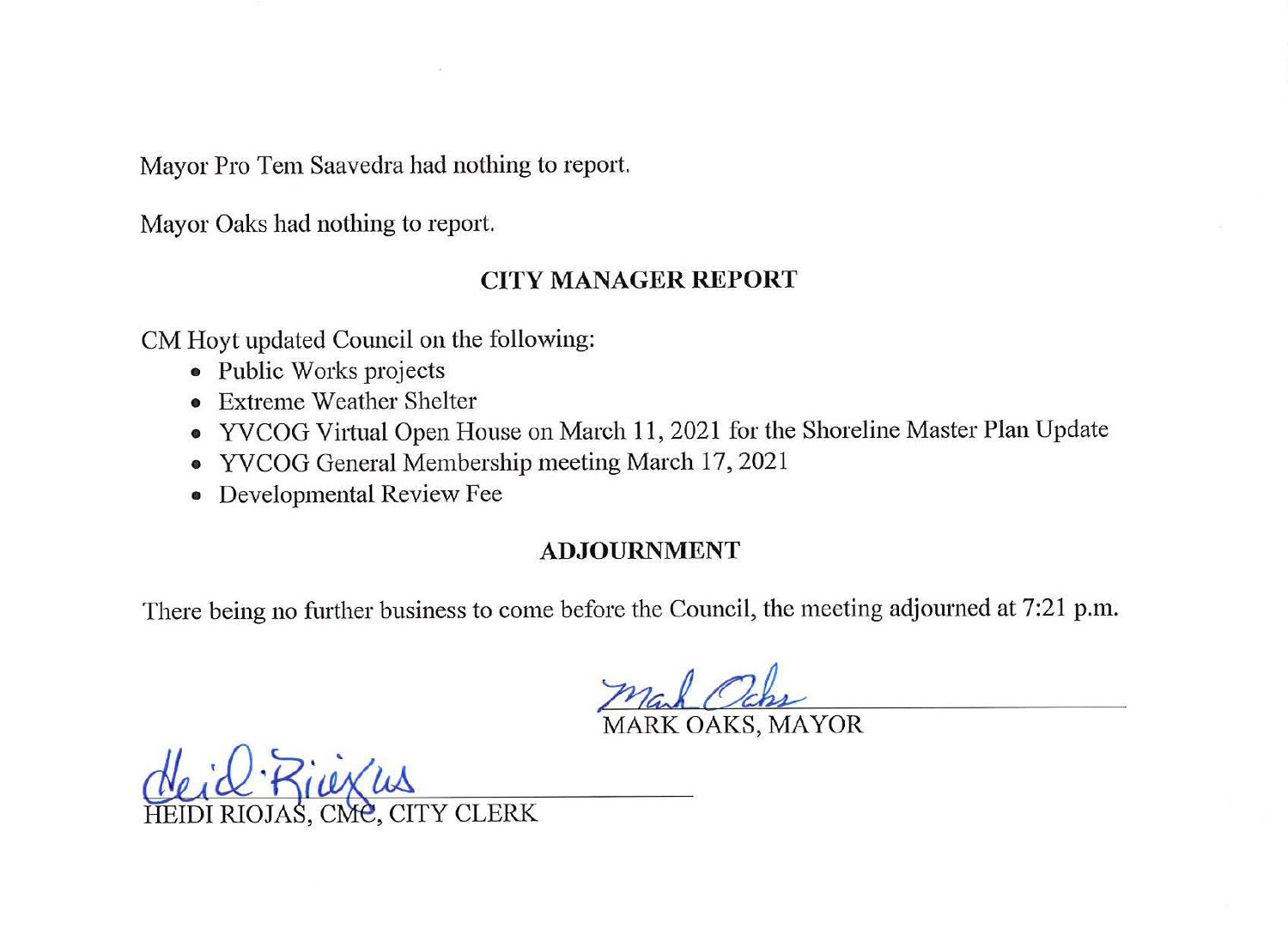Mayor Pro Tem Saavedra had nothing to report.

Mayor Oaks had nothing to report.

## CITY MANAGER REPORT

CM Hoyt updated Council on the following:

- Public Works projects
- Extreme Weather Shelter
- YVCOG Virtual Open House on March 11, 2021 for the Shoreline Master Plan Update
- YVCOG General Membership meeting March 17, 2021
- Developmental Review Fee

## ADJOURNMENT

There being no further business to come before the Council, the meeting adjourned at 7:21 p.m.

MARK OAKS, MAYOR

HEIDI RIOJAS, CMC, CITY CLERK